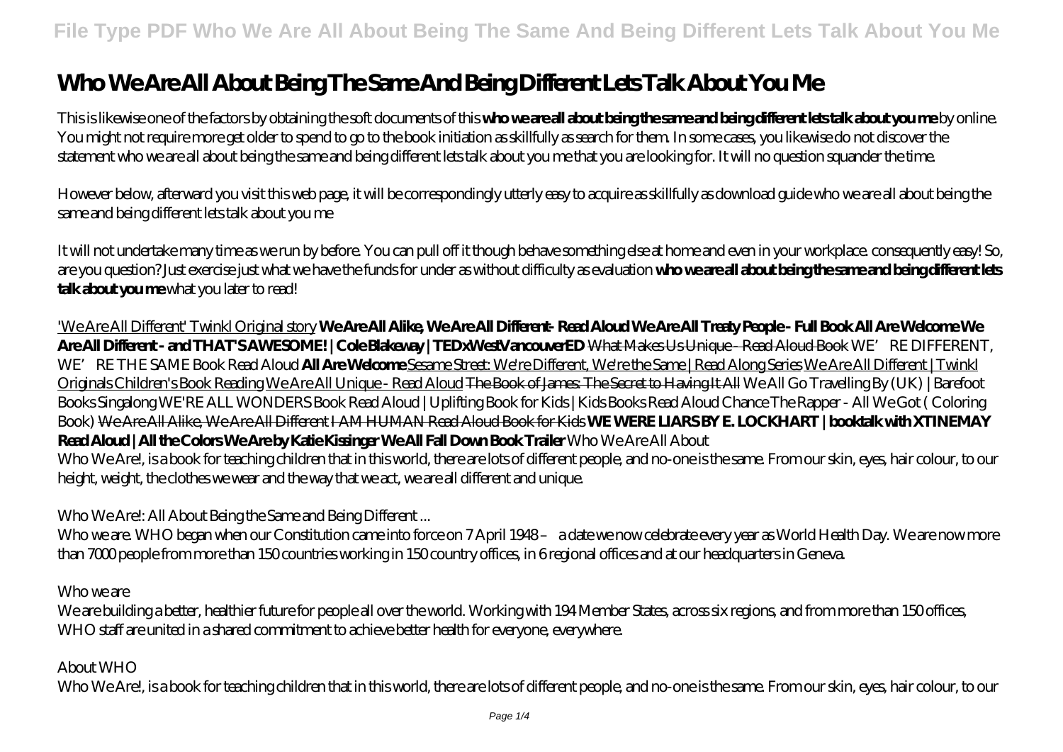# Who We Are All About Being The Same And Being Different Lets Talk About You Me

This is likewise one of the factors by obtaining the soft documents of this **who we are all about being the same and being different lets talk about you me** by online. You might not require more get older to spend to go to the book initiation as skillfully as search for them. In some cases, you likewise do not discover the statement who we are all about being the same and being different lets talk about you me that you are looking for. It will no question squander the time.

However below, afterward you visit this web page, it will be correspondingly utterly easy to acquire as skillfully as download guide who we are all about being the same and being different lets talk about you me

It will not undertake many time as we run by before. You can pull off it though behave something else at home and even in your workplace. consequently easy! So, are you question? Just exercise just what we have the funds for under as without difficulty as evaluation **who we are all about being the same and being different lets talk about you me** what you later to read!

'We Are All Different' Twinkl Original story **We Are All Alike, We Are All Different- Read Aloud We Are All Treaty People - Full Book All Are Welcome We Are All Different - and THAT'S AWESOME! | Cole Blakeway | TEDxWestVancouverED** What Makes Us Unique - Read Aloud Book *WE'RE DIFFERENT, WE'RE THE SAME Book Read Aloud* **All Are Welcome** Sesame Street: We're Different, We're the Same | Read Along Series We Are All Different | Twinkl Originals Children's Book Reading We Are All Unique - Read Aloud The Book of James: The Secret to Having It All *We All Go Travelling By (UK) | Barefoot Books Singalong WE'RE ALL WONDERS Book Read Aloud | Uplifting Book for Kids | Kids Books Read Aloud Chance The Rapper - All We Got ( Coloring Book)* We Are All Alike, We Are All Different I AM HUMAN Read Aloud Book for Kids **WE WERE LIARS BY E. LOCKHART | booktalk with XTINEMAY Read Aloud | All the Colors We Are by Katie Kissinger We All Fall Down Book Trailer** *Who We Are All About*

Who We Are!, is a book for teaching children that in this world, there are lots of different people, and no-one is the same. From our skin, eyes, hair colour, to our height, weight, the clothes we wear and the way that we act, we are all different and unique.

*Who We Are!: All About Being the Same and Being Different ...*

Who we are. WHO began when our Constitution came into force on 7 April 1948 – a date we now celebrate every year as World Health Day. We are now more than 7000 people from more than 150 countries working in 150 country offices, in 6 regional offices and at our headquarters in Geneva.

*Who we are*

We are building a better, healthier future for people all over the world. Working with 194 Member States, across six regions, and from more than 150 offices, WHO staff are united in a shared commitment to achieve better health for everyone, everywhere.

*About WHO*

Who We Are!, is a book for teaching children that in this world, there are lots of different people, and no-one is the same. From our skin, eyes, hair colour, to our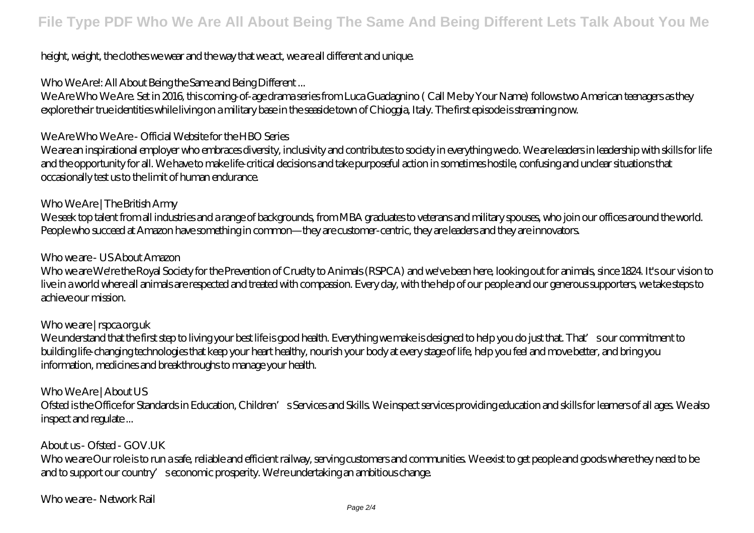height, weight, the clothes we wear and the way that we act, we are all different and unique.

*Who We Are!: All About Being the Same and Being Different ...*

We Are Who We Are. Set in 2016, this coming-of-age drama series from Luca Guadagnino ( Call Me by Your Name) follows two American teenagers as they explore their true identities while living on a military base in the seaside town of Chioggia, Italy. The first episode is streaming now.

*We Are Who We Are - Official Website for the HBO Series*

We are an inspirational employer who embraces diversity, inclusivity and contributes to society in everything we do. We are leaders in leadership with skills for life and the opportunity for all. We have to make life-critical decisions and take purposeful action in sometimes hostile, confusing and unclear situations that occasionally test us to the limit of human endurance.

*Who We Are | The British Army*

We seek top talent from all industries and a range of backgrounds, from MBA graduates to veterans and military spouses, who join our offices around the world. People who succeed at Amazon have something in common—they are customer-centric, they are leaders and they are innovators.

*Who we are - US About Amazon*

Who we are We're the Royal Society for the Prevention of Cruelty to Animals (RSPCA) and we've been here, looking out for animals, since 1824. It's our vision to live in a world where all animals are respected and treated with compassion. Every day, with the help of our people and our generous supporters, we take steps to achieve our mission.

*Who we are | rspca.org.uk*

We understand that the first step to living your best life is good health. Everything we make is designed to help you do just that. That's our commitment to building life-changing technologies that keep your heart healthy, nourish your body at every stage of life, help you feel and move better, and bring you information, medicines and breakthroughs to manage your health.

*Who We Are | About US*

Ofsted is the Office for Standards in Education, Children's Services and Skills. We inspect services providing education and skills for learners of all ages. We also inspect and regulate ...

*About us - Ofsted - GOV.UK*

Who we are Our role is to run a safe, reliable and efficient railway, serving customers and communities. We exist to get people and goods where they need to be and to support our country's economic prosperity. We're undertaking an ambitious change.

*Who we are - Network Rail*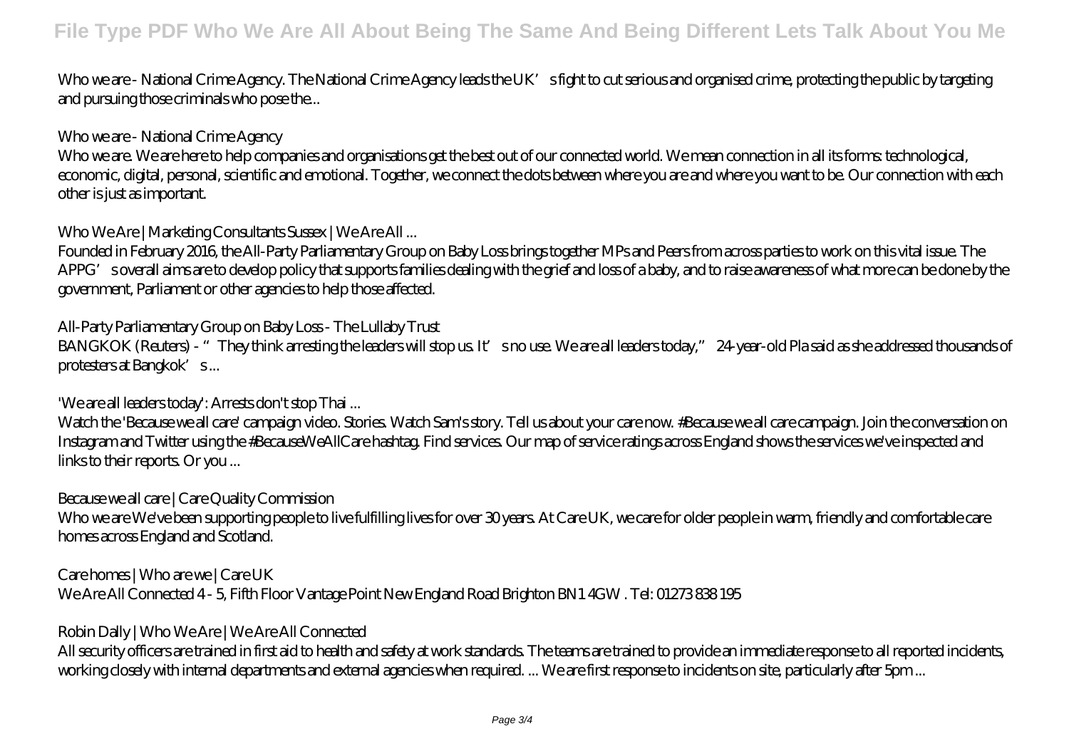Who we are - National Crime Agency. The National Crime Agency leads the UK's fight to cut serious and organised crime, protecting the public by targeting and pursuing those criminals who pose the...

*Who we are - National Crime Agency*

Who we are. We are here to help companies and organisations get the best out of our connected world. We mean connection in all its forms: technological, economic, digital, personal, scientific and emotional. Together, we connect the dots between where you are and where you want to be. Our connection with each other is just as important.

*Who We Are | Marketing Consultants Sussex | We Are All ...*

Founded in February 2016, the All-Party Parliamentary Group on Baby Loss brings together MPs and Peers from across parties to work on this vital issue. The APPG's overall aims are to develop policy that supports families dealing with the grief and loss of a baby, and to raise awareness of what more can be done by the government, Parliament or other agencies to help those affected.

*All-Party Parliamentary Group on Baby Loss - The Lullaby Trust*

BANGKOK (Reuters) - "They think arresting the leaders will stop us. It's no use. We are all leaders today," 24-year-old Pla said as she addressed thousands of protesters at Bangkok's ...

*'We are all leaders today': Arrests don't stop Thai ...*

Watch the 'Because we all care' campaign video. Stories. Watch Sam's story. Tell us about your care now. #Because we all care campaign. Join the conversation on Instagram and Twitter using the #BecauseWeAllCare hashtag. Find services. Our map of service ratings across England shows the services we've inspected and links to their reports. Or you ...

*Because we all care | Care Quality Commission*

Who we are We've been supporting people to live fulfilling lives for over 30 years. At Care UK, we care for older people in warm, friendly and comfortable care homes across England and Scotland.

*Care homes | Who are we | Care UK*

We Are All Connected 4 - 5, Fifth Floor Vantage Point New England Road Brighton BN1 4GW . Tel: 01273 838 195

*Robin Dally | Who We Are | We Are All Connected*

All security officers are trained in first aid to health and safety at work standards. The teams are trained to provide an immediate response to all reported incidents, working closely with internal departments and external agencies when required. ... We are first response to incidents on site, particularly after 5pm ...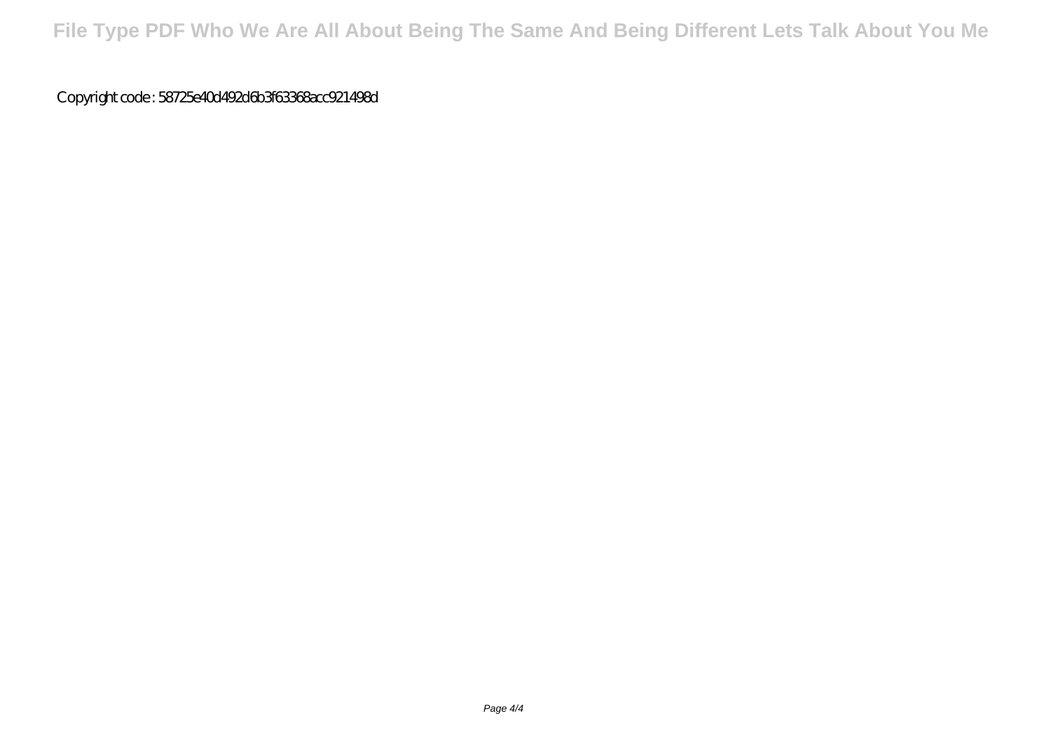Copyright code : 58725e40d492d6b3f63368acc921498d